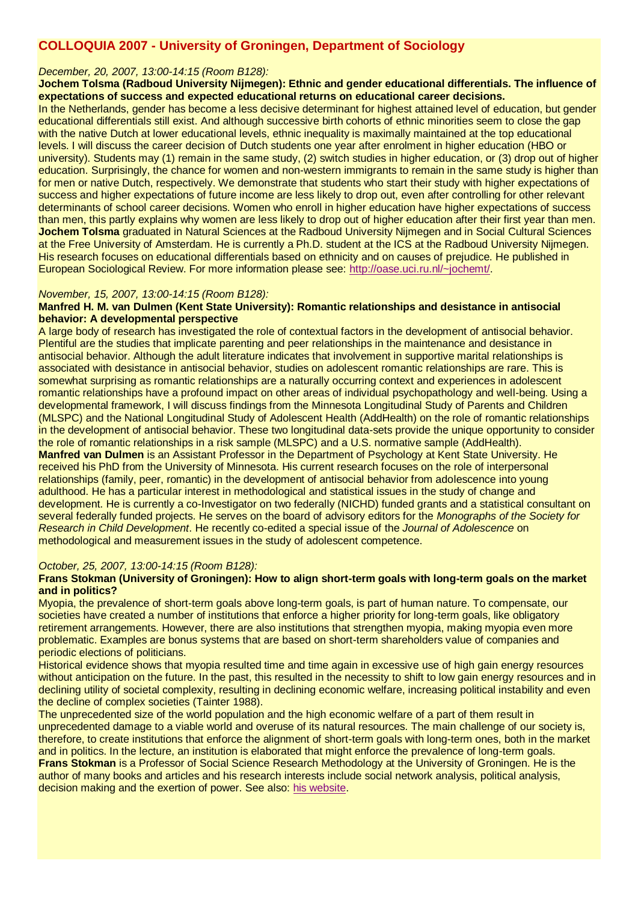# COLLOQUIA 2007 - University of Groningen, Department of Sociology

*December, 20, 2007, 13:00-14:15 (Room B128):*

**Jochem Tolsma (Radboud University Nijmegen): Ethnic and gender educational differentials. The influence of expectations of success and expected educational returns on educational career decisions.**

In the Netherlands, gender has become a less decisive determinant for highest attained level of education, but gender educational differentials still exist. And although successive birth cohorts of ethnic minorities seem to close the gap with the native Dutch at lower educational levels, ethnic inequality is maximally maintained at the top educational levels. I will discuss the career decision of Dutch students one year after enrolment in higher education (HBO or university). Students may (1) remain in the same study, (2) switch studies in higher education, or (3) drop out of higher education. Surprisingly, the chance for women and non-western immigrants to remain in the same study is higher than for men or native Dutch, respectively. We demonstrate that students who start their study with higher expectations of success and higher expectations of future income are less likely to drop out, even after controlling for other relevant determinants of school career decisions. Women who enroll in higher education have higher expectations of success than men, this partly explains why women are less likely to drop out of higher education after their first year than men.

**Jochem Tolsma** graduated in Natural Sciences at the Radboud University Nijmegen and in Social Cultural Sciences at the Free University of Amsterdam. He is currently a Ph.D. student at the ICS at the Radboud University Nijmegen. His research focuses on educational differentials based on ethnicity and on causes of prejudice. He published in European Sociological Review. For more information please see: [http://oase.uci.ru.nl/~jochemt/](http://oase.uci.ru.nl/~jochemt/).

*November, 15, 2007, 13:00-14:15 (Room B128):*

**Manfred H. M. van Dulmen (Kent State University): Romantic relationships and desistance in antisocial behavior: A developmental perspective**

A large body of research has investigated the role of contextual factors in the development of antisocial behavior. Plentiful are the studies that implicate parenting and peer relationships in the maintenance and desistance in antisocial behavior. Although the adult literature indicates that involvement in supportive marital relationships is associated with desistance in antisocial behavior, studies on adolescent romantic relationships are rare. This is somewhat surprising as romantic relationships are a naturally occurring context and experiences in adolescent romantic relationships have a profound impact on other areas of individual psychopathology and well-being. Using a developmental framework, I will discuss findings from the Minnesota Longitudinal Study of Parents and Children (MLSPC) and the National Longitudinal Study of Adolescent Health (AddHealth) on the role of romantic relationships in the development of antisocial behavior. These two longitudinal data-sets provide the unique opportunity to consider the role of romantic relationships in a risk sample (MLSPC) and a U.S. normative sample (AddHealth).

**Manfred van Dulmen** is an Assistant Professor in the Department of Psychology at Kent State University. He received his PhD from the University of Minnesota. His current research focuses on the role of interpersonal relationships (family, peer, romantic) in the development of antisocial behavior from adolescence into young adulthood. He has a particular interest in methodological and statistical issues in the study of change and development. He is currently a co-Investigator on two federally (NICHD) funded grants and a statistical consultant on several federally funded projects. He serves on the board of advisory editors for the *Monographs of the Society for Research in Child Development*. He recently co-edited a special issue of the *Journal of Adolescence* on methodological and measurement issues in the study of adolescent competence.

*October, 25, 2007, 13:00-14:15 (Room B128):*

**Frans Stokman (University of Groningen): How to align short-term goals with long-term goals on the market and in politics?**

Myopia, the prevalence of short-term goals above long-term goals, is part of human nature. To compensate, our societies have created a number of institutions that enforce a higher priority for long-term goals, like obligatory retirement arrangements. However, there are also institutions that strengthen myopia, making myopia even more problematic. Examples are bonus systems that are based on short-term shareholders value of companies and periodic elections of politicians.

Historical evidence shows that myopia resulted time and time again in excessive use of high gain energy resources without anticipation on the future. In the past, this resulted in the necessity to shift to low gain energy resources and in declining utility of societal complexity, resulting in declining economic welfare, increasing political instability and even the decline of complex societies (Tainter 1988).

The unprecedented size of the world population and the high economic welfare of a part of them result in unprecedented damage to a viable world and overuse of its natural resources. The main challenge of our society is, therefore, to create institutions that enforce the alignment of short-term goals with long-term ones, both in the market and in politics. In the lecture, an institution is elaborated that might enforce the prevalence of long-term goals.

**Frans Stokman** is a Professor of Social Science Research Methodology at the University of Groningen. He is the author of many books and articles and his research interests include social network analysis, political analysis, decision making and the exertion of power. See also: his website.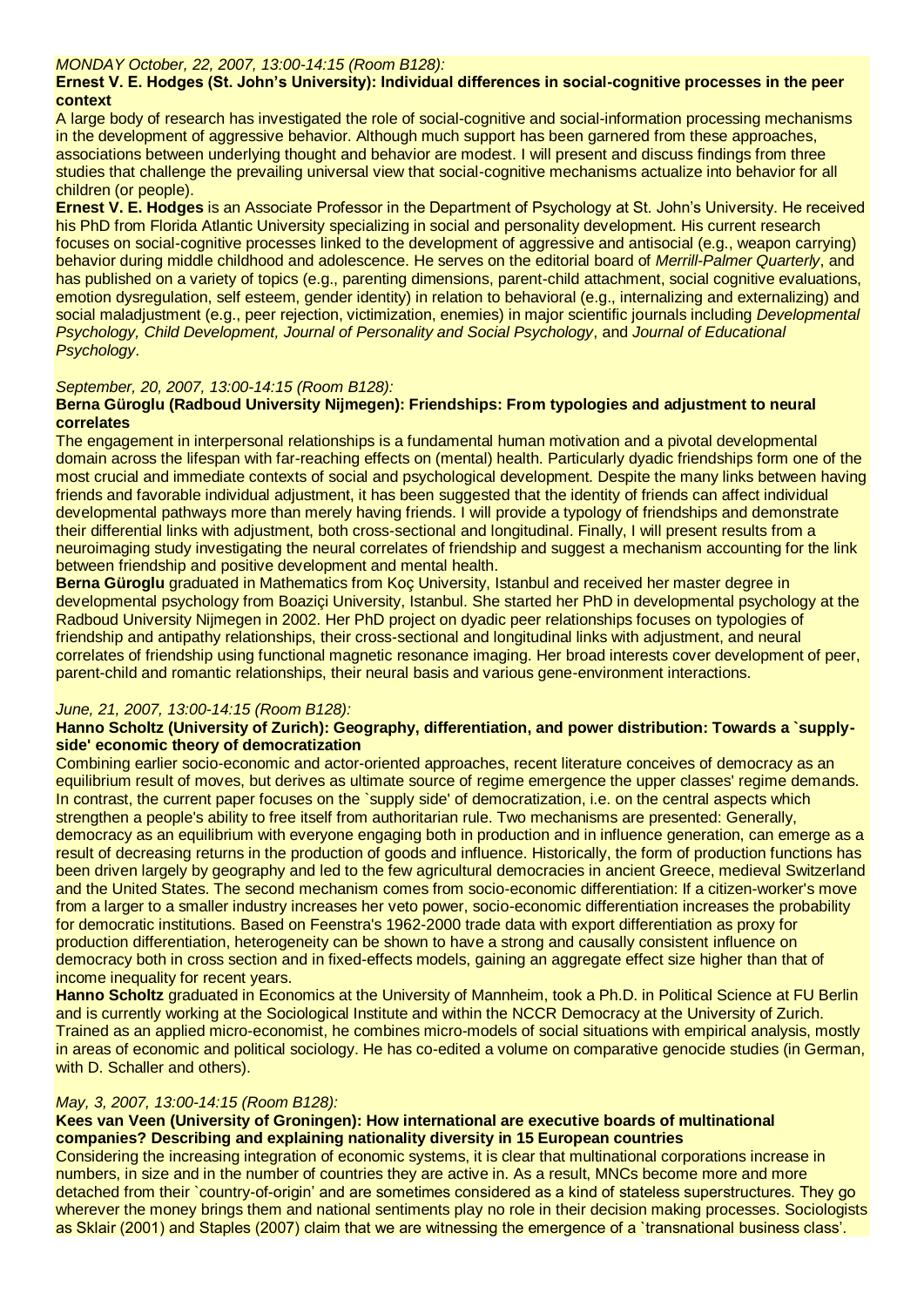*MONDAY October, 22, 2007, 13:00-14:15 (Room B128):*

**Ernest V. E. Hodges (St. John's University): Individual differences in social-cognitive processes in the peer context**

A large body of research has investigated the role of social-cognitive and social-information processing mechanisms in the development of aggressive behavior. Although much support has been garnered from these approaches, associations between underlying thought and behavior are modest. I will present and discuss findings from three studies that challenge the prevailing universal view that social-cognitive mechanisms actualize into behavior for all children (or people).

**Ernest V. E. Hodges** is an Associate Professor in the Department of Psychology at St. John's University. He received his PhD from Florida Atlantic University specializing in social and personality development. His current research focuses on social-cognitive processes linked to the development of aggressive and antisocial (e.g., weapon carrying) behavior during middle childhood and adolescence. He serves on the editorial board of *Merrill-Palmer Quarterly*, and has published on a variety of topics (e.g., parenting dimensions, parent-child attachment, social cognitive evaluations, emotion dysregulation, self esteem, gender identity) in relation to behavioral (e.g., internalizing and externalizing) and social maladjustment (e.g., peer rejection, victimization, enemies) in major scientific journals including *Developmental Psychology, Child Development, Journal of Personality and Social Psychology*, and *Journal of Educational Psychology*.

*September, 20, 2007, 13:00-14:15 (Room B128):*

**Berna Güroglu (Radboud University Nijmegen): Friendships: From typologies and adjustment to neural correlates**

The engagement in interpersonal relationships is a fundamental human motivation and a pivotal developmental domain across the lifespan with far-reaching effects on (mental) health. Particularly dyadic friendships form one of the most crucial and immediate contexts of social and psychological development. Despite the many links between having friends and favorable individual adjustment, it has been suggested that the identity of friends can affect individual developmental pathways more than merely having friends. I will provide a typology of friendships and demonstrate their differential links with adjustment, both cross-sectional and longitudinal. Finally, I will present results from a neuroimaging study investigating the neural correlates of friendship and suggest a mechanism accounting for the link between friendship and positive development and mental health.

**Berna Güroglu** graduated in Mathematics from Koç University, Istanbul and received her master degree in developmental psychology from Boaziçi University, Istanbul. She started her PhD in developmental psychology at the Radboud University Nijmegen in 2002. Her PhD project on dyadic peer relationships focuses on typologies of friendship and antipathy relationships, their cross-sectional and longitudinal links with adjustment, and neural correlates of friendship using functional magnetic resonance imaging. Her broad interests cover development of peer, parent-child and romantic relationships, their neural basis and various gene-environment interactions.

*June, 21, 2007, 13:00-14:15 (Room B128):*

**Hanno Scholtz (University of Zurich): Geography, differentiation, and power distribution: Towards a `supply-side' economic theory of democratization**

Combining earlier socio-economic and actor-oriented approaches, recent literature conceives of democracy as an equilibrium result of moves, but derives as ultimate source of regime emergence the upper classes' regime demands. In contrast, the current paper focuses on the `supply side' of democratization, i.e. on the central aspects which strengthen a people's ability to free itself from authoritarian rule. Two mechanisms are presented: Generally, democracy as an equilibrium with everyone engaging both in production and in influence generation, can emerge as a result of decreasing returns in the production of goods and influence. Historically, the form of production functions has been driven largely by geography and led to the few agricultural democracies in ancient Greece, medieval Switzerland and the United States. The second mechanism comes from socio-economic differentiation: If a citizen-worker's move from a larger to a smaller industry increases her veto power, socio-economic differentiation increases the probability for democratic institutions. Based on Feenstra's 1962-2000 trade data with export differentiation as proxy for production differentiation, heterogeneity can be shown to have a strong and causally consistent influence on democracy both in cross section and in fixed-effects models, gaining an aggregate effect size higher than that of income inequality for recent years.

**Hanno Scholtz** graduated in Economics at the University of Mannheim, took a Ph.D. in Political Science at FU Berlin and is currently working at the Sociological Institute and within the NCCR Democracy at the University of Zurich. Trained as an applied micro-economist, he combines micro-models of social situations with empirical analysis, mostly in areas of economic and political sociology. He has co-edited a volume on comparative genocide studies (in German, with D. Schaller and others).

*May, 3, 2007, 13:00-14:15 (Room B128):*

**Kees van Veen (University of Groningen): How international are executive boards of multinational companies? Describing and explaining nationality diversity in 15 European countries**

Considering the increasing integration of economic systems, it is clear that multinational corporations increase in numbers, in size and in the number of countries they are active in. As a result, MNCs become more and more detached from their `country-of-origin' and are sometimes considered as a kind of stateless superstructures. They go wherever the money brings them and national sentiments play no role in their decision making processes. Sociologists as Sklair (2001) and Staples (2007) claim that we are witnessing the emergence of a `transnational business class'.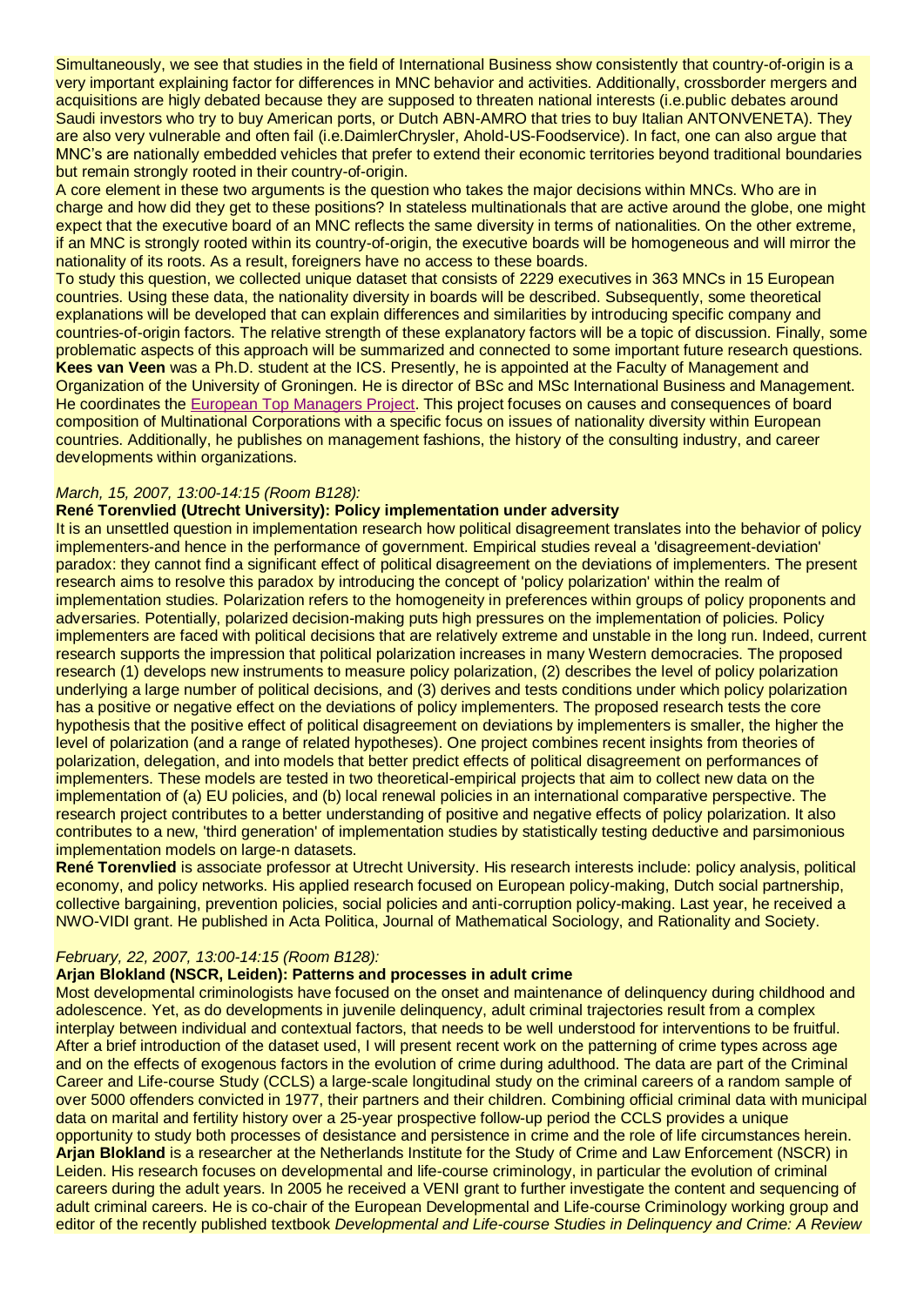Simultaneously, we see that studies in the field of International Business show consistently that country-of-origin is a very important explaining factor for differences in MNC behavior and activities. Additionally, crossborder mergers and acquisitions are higly debated because they are supposed to threaten national interests (i.e.public debates around Saudi investors who try to buy American ports, or Dutch ABN-AMRO that tries to buy Italian ANTONVENETA). They are also very vulnerable and often fail (i.e.DaimlerChrysler, Ahold-US-Foodservice). In fact, one can also argue that MNC's are nationally embedded vehicles that prefer to extend their economic territories beyond traditional boundaries but remain strongly rooted in their country-of-origin.

A core element in these two arguments is the question who takes the major decisions within MNCs. Who are in charge and how did they get to these positions? In stateless multinationals that are active around the globe, one might expect that the executive board of an MNC reflects the same diversity in terms of nationalities. On the other extreme, if an MNC is strongly rooted within its country-of-origin, the executive boards will be homogeneous and will mirror the nationality of its roots. As a result, foreigners have no access to these boards.

To study this question, we collected unique dataset that consists of 2229 executives in 363 MNCs in 15 European countries. Using these data, the nationality diversity in boards will be described. Subsequently, some theoretical explanations will be developed that can explain differences and similarities by introducing specific company and countries-of-origin factors. The relative strength of these explanatory factors will be a topic of discussion. Finally, some problematic aspects of this approach will be summarized and connected to some important future research questions.

**Kees van Veen** was a Ph.D. student at the ICS. Presently, he is appointed at the Faculty of Management and Organization of the University of Groningen. He is director of BSc and MSc International Business and Management. He coordinates the [European Top Managers Project](). This project focuses on causes and consequences of board composition of Multinational Corporations with a specific focus on issues of nationality diversity within European countries. Additionally, he publishes on management fashions, the history of the consulting industry, and career developments within organizations.

*March, 15, 2007, 13:00-14:15 (Room B128):*

**René Torenvlied (Utrecht University): Policy implementation under adversity**

It is an unsettled question in implementation research how political disagreement translates into the behavior of policy implementers-and hence in the performance of government. Empirical studies reveal a 'disagreement-deviation' paradox: they cannot find a significant effect of political disagreement on the deviations of implementers. The present research aims to resolve this paradox by introducing the concept of 'policy polarization' within the realm of implementation studies. Polarization refers to the homogeneity in preferences within groups of policy proponents and adversaries. Potentially, polarized decision-making puts high pressures on the implementation of policies. Policy implementers are faced with political decisions that are relatively extreme and unstable in the long run. Indeed, current research supports the impression that political polarization increases in many Western democracies. The proposed research (1) develops new instruments to measure policy polarization, (2) describes the level of policy polarization underlying a large number of political decisions, and (3) derives and tests conditions under which policy polarization has a positive or negative effect on the deviations of policy implementers. The proposed research tests the core hypothesis that the positive effect of political disagreement on deviations by implementers is smaller, the higher the level of polarization (and a range of related hypotheses). One project combines recent insights from theories of polarization, delegation, and into models that better predict effects of political disagreement on performances of implementers. These models are tested in two theoretical-empirical projects that aim to collect new data on the implementation of (a) EU policies, and (b) local renewal policies in an international comparative perspective. The research project contributes to a better understanding of positive and negative effects of policy polarization. It also contributes to a new, 'third generation' of implementation studies by statistically testing deductive and parsimonious implementation models on large-n datasets.

**René Torenvlied** is associate professor at Utrecht University. His research interests include: policy analysis, political economy, and policy networks. His applied research focused on European policy-making, Dutch social partnership, collective bargaining, prevention policies, social policies and anti-corruption policy-making. Last year, he received a NWO-VIDI grant. He published in Acta Politica, Journal of Mathematical Sociology, and Rationality and Society.

*February, 22, 2007, 13:00-14:15 (Room B128):*

**Arjan Blokland (NSCR, Leiden): Patterns and processes in adult crime**

Most developmental criminologists have focused on the onset and maintenance of delinquency during childhood and adolescence. Yet, as do developments in juvenile delinquency, adult criminal trajectories result from a complex interplay between individual and contextual factors, that needs to be well understood for interventions to be fruitful. After a brief introduction of the dataset used, I will present recent work on the patterning of crime types across age and on the effects of exogenous factors in the evolution of crime during adulthood. The data are part of the Criminal Career and Life-course Study (CCLS) a large-scale longitudinal study on the criminal careers of a random sample of over 5000 offenders convicted in 1977, their partners and their children. Combining official criminal data with municipal data on marital and fertility history over a 25-year prospective follow-up period the CCLS provides a unique opportunity to study both processes of desistance and persistence in crime and the role of life circumstances herein.

**Arjan Blokland** is a researcher at the Netherlands Institute for the Study of Crime and Law Enforcement (NSCR) in Leiden. His research focuses on developmental and life-course criminology, in particular the evolution of criminal careers during the adult years. In 2005 he received a VENI grant to further investigate the content and sequencing of adult criminal careers. He is co-chair of the European Developmental and Life-course Criminology working group and editor of the recently published textbook *Developmental and Life-course Studies in Delinquency and Crime: A Review*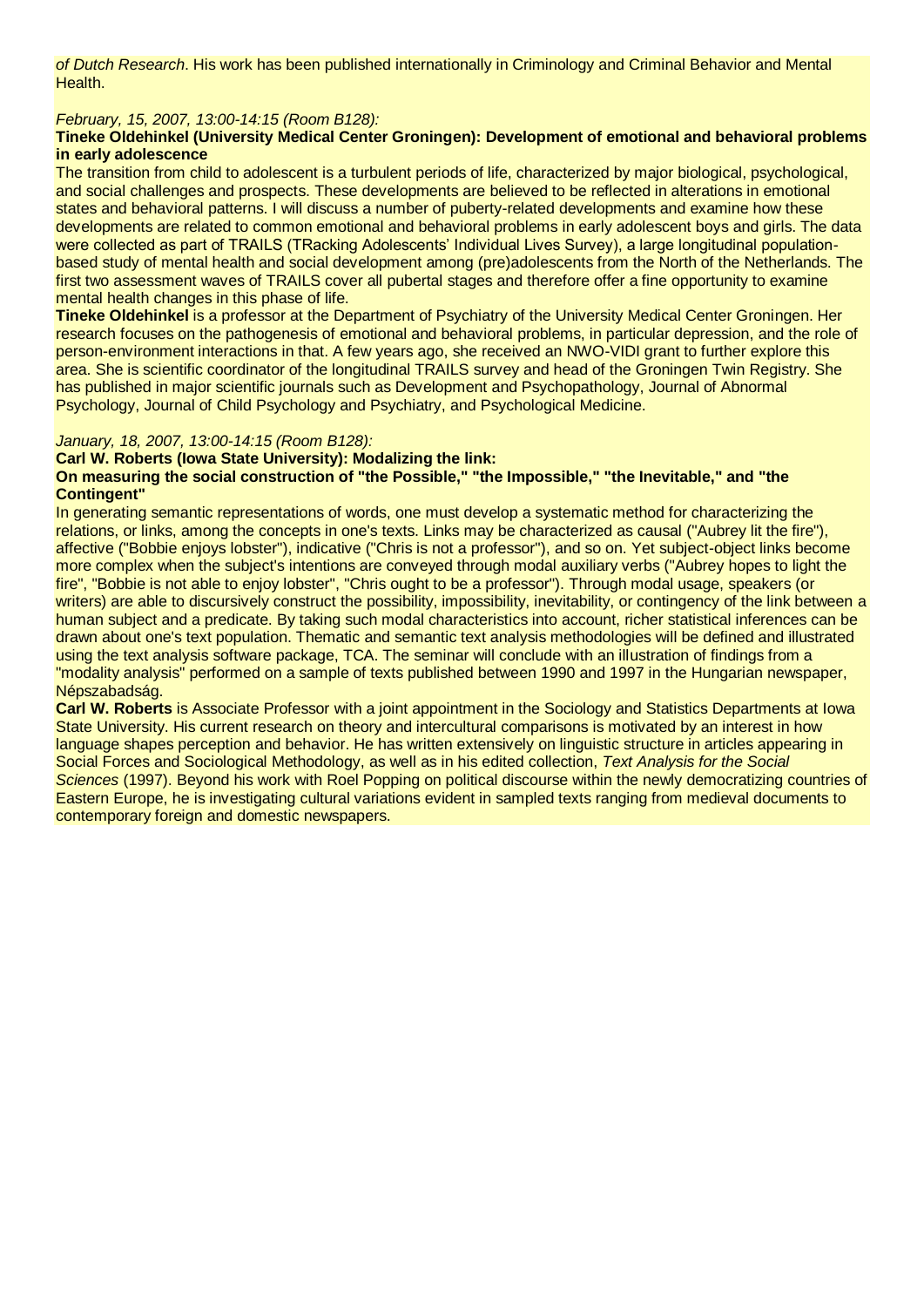*of Dutch Research*. His work has been published internationally in Criminology and Criminal Behavior and Mental Health.

*February, 15, 2007, 13:00-14:15 (Room B128):*

**Tineke Oldehinkel (University Medical Center Groningen): Development of emotional and behavioral problems in early adolescence**

The transition from child to adolescent is a turbulent periods of life, characterized by major biological, psychological, and social challenges and prospects. These developments are believed to be reflected in alterations in emotional states and behavioral patterns. I will discuss a number of puberty-related developments and examine how these developments are related to common emotional and behavioral problems in early adolescent boys and girls. The data were collected as part of TRAILS (TRacking Adolescents' Individual Lives Survey), a large longitudinal population-based study of mental health and social development among (pre)adolescents from the North of the Netherlands. The first two assessment waves of TRAILS cover all pubertal stages and therefore offer a fine opportunity to examine mental health changes in this phase of life.

**Tineke Oldehinkel** is a professor at the Department of Psychiatry of the University Medical Center Groningen. Her research focuses on the pathogenesis of emotional and behavioral problems, in particular depression, and the role of person-environment interactions in that. A few years ago, she received an NWO-VIDI grant to further explore this area. She is scientific coordinator of the longitudinal TRAILS survey and head of the Groningen Twin Registry. She has published in major scientific journals such as Development and Psychopathology, Journal of Abnormal Psychology, Journal of Child Psychology and Psychiatry, and Psychological Medicine.

*January, 18, 2007, 13:00-14:15 (Room B128):*

**Carl W. Roberts (Iowa State University): Modalizing the link:**
**On measuring the social construction of "the Possible," "the Impossible," "the Inevitable," and "the Contingent"**

In generating semantic representations of words, one must develop a systematic method for characterizing the relations, or links, among the concepts in one's texts. Links may be characterized as causal ("Aubrey lit the fire"), affective ("Bobbie enjoys lobster"), indicative ("Chris is not a professor"), and so on. Yet subject-object links become more complex when the subject's intentions are conveyed through modal auxiliary verbs ("Aubrey hopes to light the fire", "Bobbie is not able to enjoy lobster", "Chris ought to be a professor"). Through modal usage, speakers (or writers) are able to discursively construct the possibility, impossibility, inevitability, or contingency of the link between a human subject and a predicate. By taking such modal characteristics into account, richer statistical inferences can be drawn about one's text population. Thematic and semantic text analysis methodologies will be defined and illustrated using the text analysis software package, TCA. The seminar will conclude with an illustration of findings from a "modality analysis" performed on a sample of texts published between 1990 and 1997 in the Hungarian newspaper, Népszabadság.

**Carl W. Roberts** is Associate Professor with a joint appointment in the Sociology and Statistics Departments at Iowa State University. His current research on theory and intercultural comparisons is motivated by an interest in how language shapes perception and behavior. He has written extensively on linguistic structure in articles appearing in Social Forces and Sociological Methodology, as well as in his edited collection, *Text Analysis for the Social Sciences* (1997). Beyond his work with Roel Popping on political discourse within the newly democratizing countries of Eastern Europe, he is investigating cultural variations evident in sampled texts ranging from medieval documents to contemporary foreign and domestic newspapers.